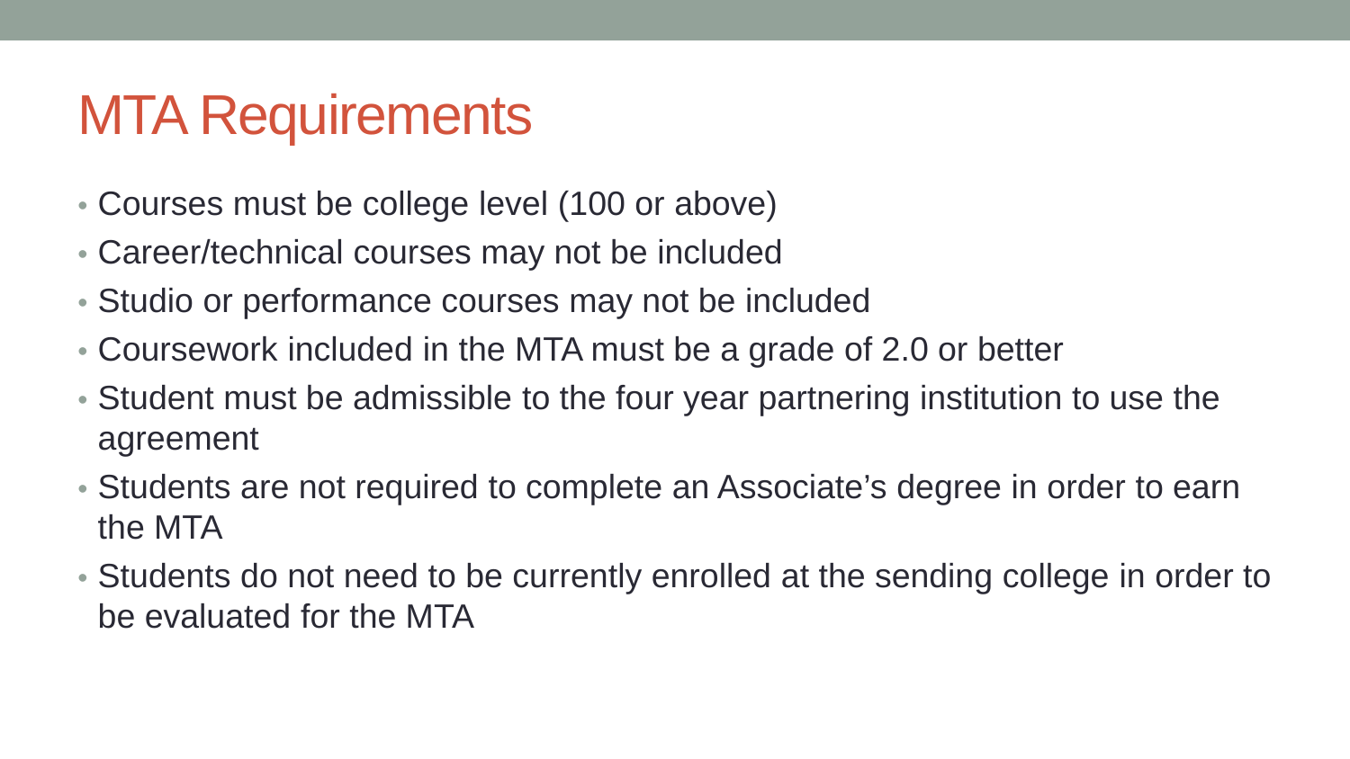# MTA Requirements

- Courses must be college level (100 or above)
- Career/technical courses may not be included
- Studio or performance courses may not be included
- Coursework included in the MTA must be a grade of 2.0 or better
- Student must be admissible to the four year partnering institution to use the agreement
- Students are not required to complete an Associate's degree in order to earn the MTA
- Students do not need to be currently enrolled at the sending college in order to be evaluated for the MTA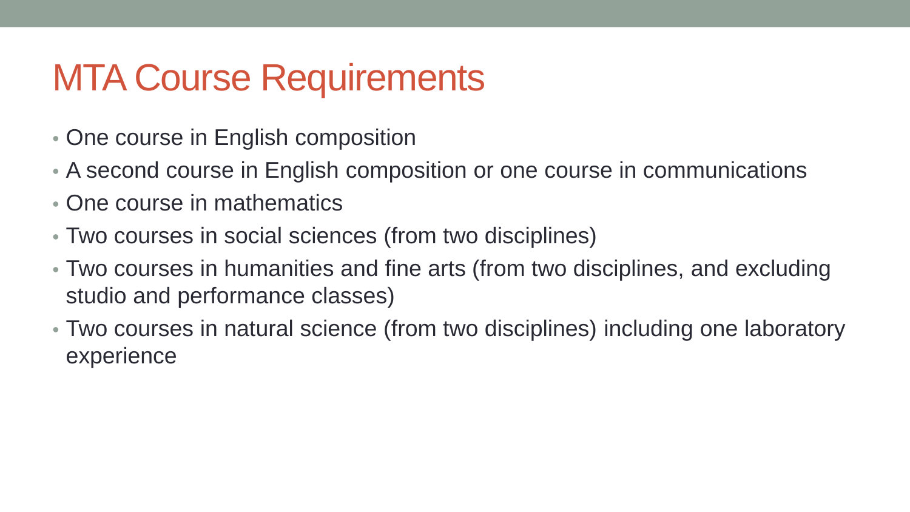# MTA Course Requirements

- One course in English composition
- A second course in English composition or one course in communications
- One course in mathematics
- Two courses in social sciences (from two disciplines)
- Two courses in humanities and fine arts (from two disciplines, and excluding studio and performance classes)
- Two courses in natural science (from two disciplines) including one laboratory experience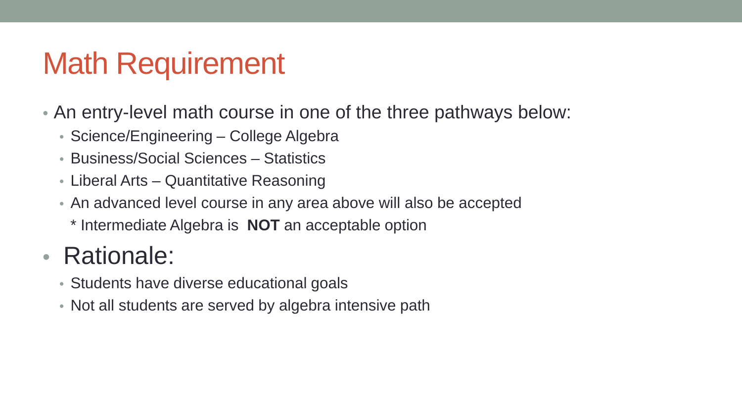# Math Requirement

- An entry-level math course in one of the three pathways below:
  - Science/Engineering – College Algebra
  - Business/Social Sciences – Statistics
  - Liberal Arts – Quantitative Reasoning
  - An advanced level course in any area above will also be accepted

    * Intermediate Algebra is **NOT** an acceptable option

- Rationale:
  - Students have diverse educational goals
  - Not all students are served by algebra intensive path